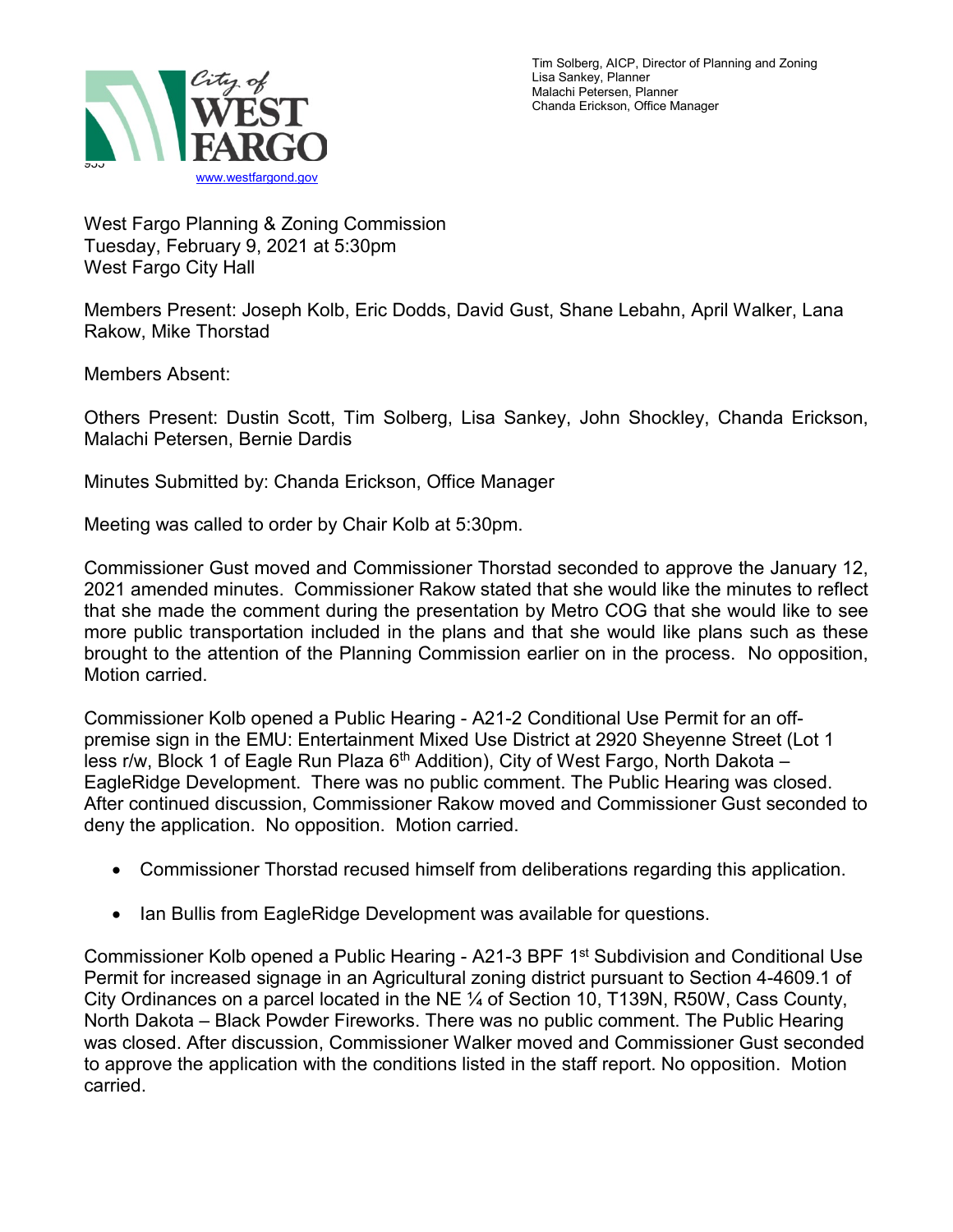Tim Solberg, AICP, Director of Planning and Zoning
Lisa Sankey, Planner
Malachi Petersen, Planner
Chanda Erickson, Office Manager

City of WEST FARGO

www.westfargond.gov

West Fargo Planning & Zoning Commission
Tuesday, February 9, 2021 at 5:30pm
West Fargo City Hall

Members Present: Joseph Kolb, Eric Dodds, David Gust, Shane Lebahn, April Walker, Lana Rakow, Mike Thorstad

Members Absent:

Others Present: Dustin Scott, Tim Solberg, Lisa Sankey, John Shockley, Chanda Erickson, Malachi Petersen, Bernie Dardis

Minutes Submitted by: Chanda Erickson, Office Manager

Meeting was called to order by Chair Kolb at 5:30pm.

Commissioner Gust moved and Commissioner Thorstad seconded to approve the January 12, 2021 amended minutes. Commissioner Rakow stated that she would like the minutes to reflect that she made the comment during the presentation by Metro COG that she would like to see more public transportation included in the plans and that she would like plans such as these brought to the attention of the Planning Commission earlier on in the process. No opposition, Motion carried.

Commissioner Kolb opened a Public Hearing - A21-2 Conditional Use Permit for an off-premise sign in the EMU: Entertainment Mixed Use District at 2920 Sheyenne Street (Lot 1 less r/w, Block 1 of Eagle Run Plaza 6th Addition), City of West Fargo, North Dakota – EagleRidge Development. There was no public comment. The Public Hearing was closed. After continued discussion, Commissioner Rakow moved and Commissioner Gust seconded to deny the application. No opposition. Motion carried.

- Commissioner Thorstad recused himself from deliberations regarding this application.
- Ian Bullis from EagleRidge Development was available for questions.

Commissioner Kolb opened a Public Hearing - A21-3 BPF 1st Subdivision and Conditional Use Permit for increased signage in an Agricultural zoning district pursuant to Section 4-4609.1 of City Ordinances on a parcel located in the NE ¼ of Section 10, T139N, R50W, Cass County, North Dakota – Black Powder Fireworks. There was no public comment. The Public Hearing was closed. After discussion, Commissioner Walker moved and Commissioner Gust seconded to approve the application with the conditions listed in the staff report. No opposition. Motion carried.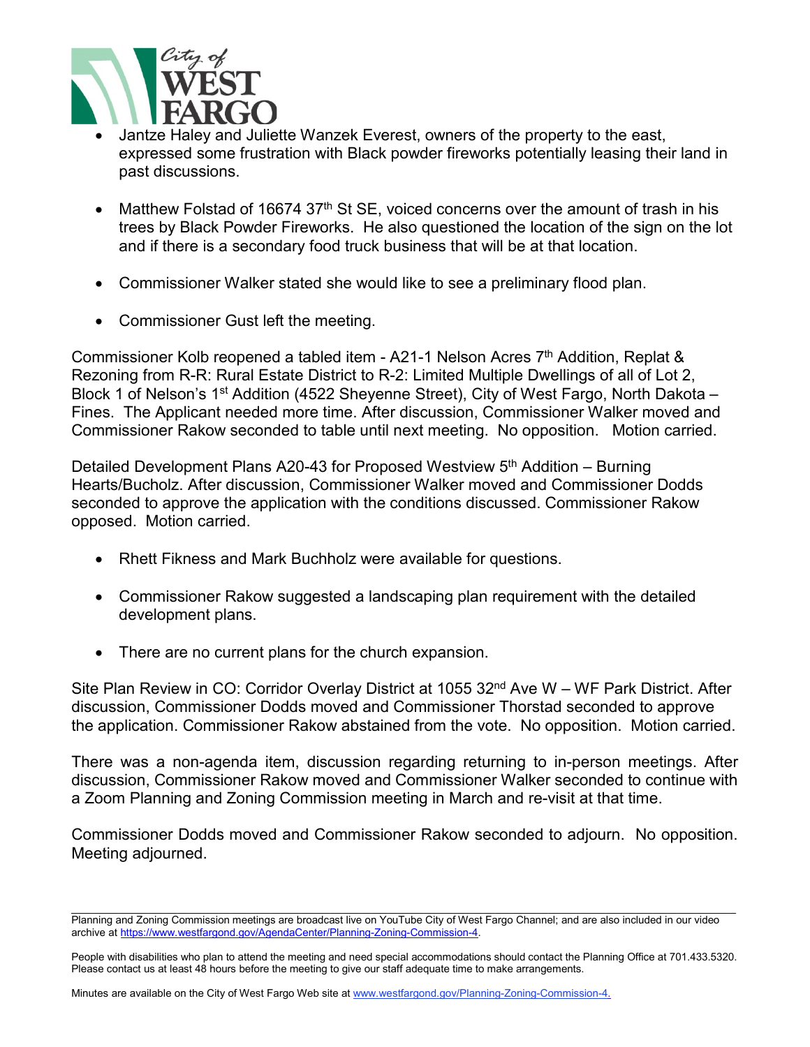- Jantze Haley and Juliette Wanzek Everest, owners of the property to the east, expressed some frustration with Black powder fireworks potentially leasing their land in past discussions.

- Matthew Folstad of 16674 37th St SE, voiced concerns over the amount of trash in his trees by Black Powder Fireworks. He also questioned the location of the sign on the lot and if there is a secondary food truck business that will be at that location.

- Commissioner Walker stated she would like to see a preliminary flood plan.

- Commissioner Gust left the meeting.

Commissioner Kolb reopened a tabled item - A21-1 Nelson Acres 7th Addition, Replat & Rezoning from R-R: Rural Estate District to R-2: Limited Multiple Dwellings of all of Lot 2, Block 1 of Nelson's 1st Addition (4522 Sheyenne Street), City of West Fargo, North Dakota – Fines. The Applicant needed more time. After discussion, Commissioner Walker moved and Commissioner Rakow seconded to table until next meeting. No opposition. Motion carried.

Detailed Development Plans A20-43 for Proposed Westview 5th Addition – Burning Hearts/Bucholz. After discussion, Commissioner Walker moved and Commissioner Dodds seconded to approve the application with the conditions discussed. Commissioner Rakow opposed. Motion carried.

- Rhett Fikness and Mark Buchholz were available for questions.

- Commissioner Rakow suggested a landscaping plan requirement with the detailed development plans.

- There are no current plans for the church expansion.

Site Plan Review in CO: Corridor Overlay District at 1055 32nd Ave W – WF Park District. After discussion, Commissioner Dodds moved and Commissioner Thorstad seconded to approve the application. Commissioner Rakow abstained from the vote. No opposition. Motion carried.

There was a non-agenda item, discussion regarding returning to in-person meetings. After discussion, Commissioner Rakow moved and Commissioner Walker seconded to continue with a Zoom Planning and Zoning Commission meeting in March and re-visit at that time.

Commissioner Dodds moved and Commissioner Rakow seconded to adjourn. No opposition. Meeting adjourned.

---

Planning and Zoning Commission meetings are broadcast live on YouTube City of West Fargo Channel; and are also included in our video archive at https://www.westfargond.gov/AgendaCenter/Planning-Zoning-Commission-4.

People with disabilities who plan to attend the meeting and need special accommodations should contact the Planning Office at 701.433.5320. Please contact us at least 48 hours before the meeting to give our staff adequate time to make arrangements.

Minutes are available on the City of West Fargo Web site at www.westfargond.gov/Planning-Zoning-Commission-4.